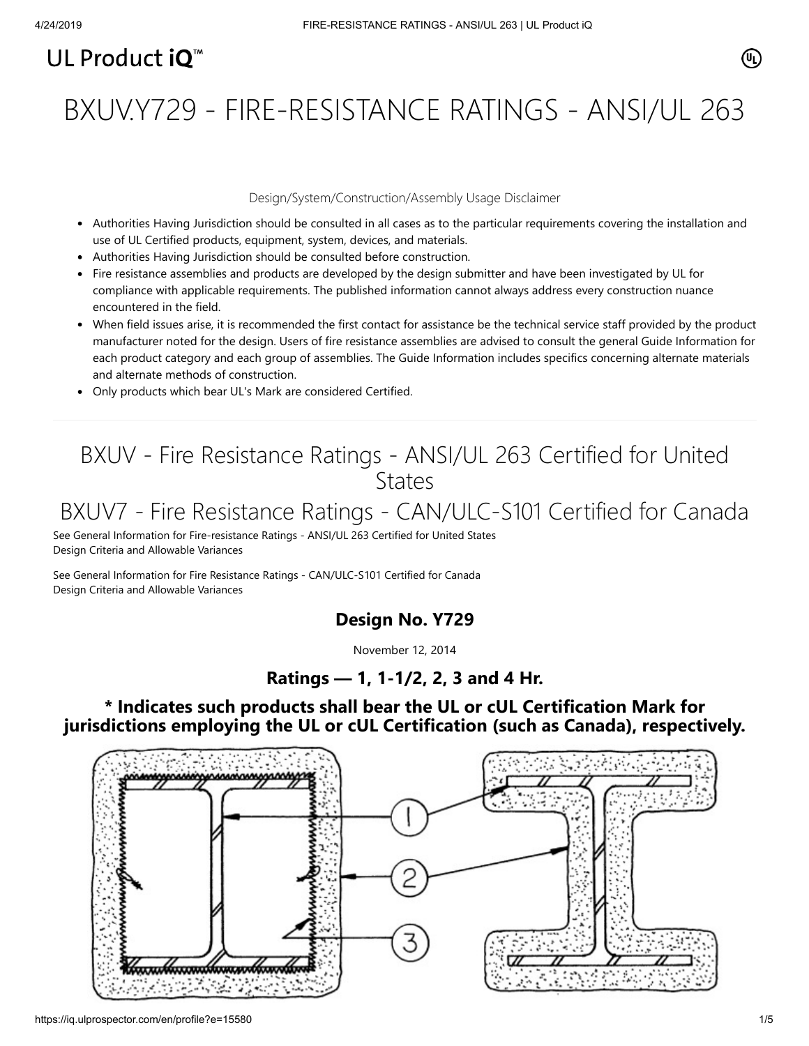UL Product iQ™

# BXUV.Y729 - FIRE-RESISTANCE RATINGS - ANSI/UL 263

Design/System/Construction/Assembly Usage Disclaimer

- Authorities Having Jurisdiction should be consulted in all cases as to the particular requirements covering the installation and use of UL Certified products, equipment, system, devices, and materials.
- Authorities Having Jurisdiction should be consulted before construction.
- Fire resistance assemblies and products are developed by the design submitter and have been investigated by UL for compliance with applicable requirements. The published information cannot always address every construction nuance encountered in the field.
- When field issues arise, it is recommended the first contact for assistance be the technical service staff provided by the product manufacturer noted for the design. Users of fire resistance assemblies are advised to consult the general Guide Information for each product category and each group of assemblies. The Guide Information includes specifics concerning alternate materials and alternate methods of construction.
- Only products which bear UL's Mark are considered Certified.

## BXUV - Fire Resistance Ratings - ANSI/UL 263 Certified for United States

## BXUV7 - Fire Resistance Ratings - CAN/ULC-S101 Certified for Canada

See General Information for Fire-resistance Ratings - ANSI/UL 263 Certified for United States
Design Criteria and Allowable Variances

See General Information for Fire Resistance Ratings - CAN/ULC-S101 Certified for Canada
Design Criteria and Allowable Variances

### Design No. Y729

November 12, 2014

### Ratings — 1, 1-1/2, 2, 3 and 4 Hr.

### * Indicates such products shall bear the UL or cUL Certification Mark for jurisdictions employing the UL or cUL Certification (such as Canada), respectively.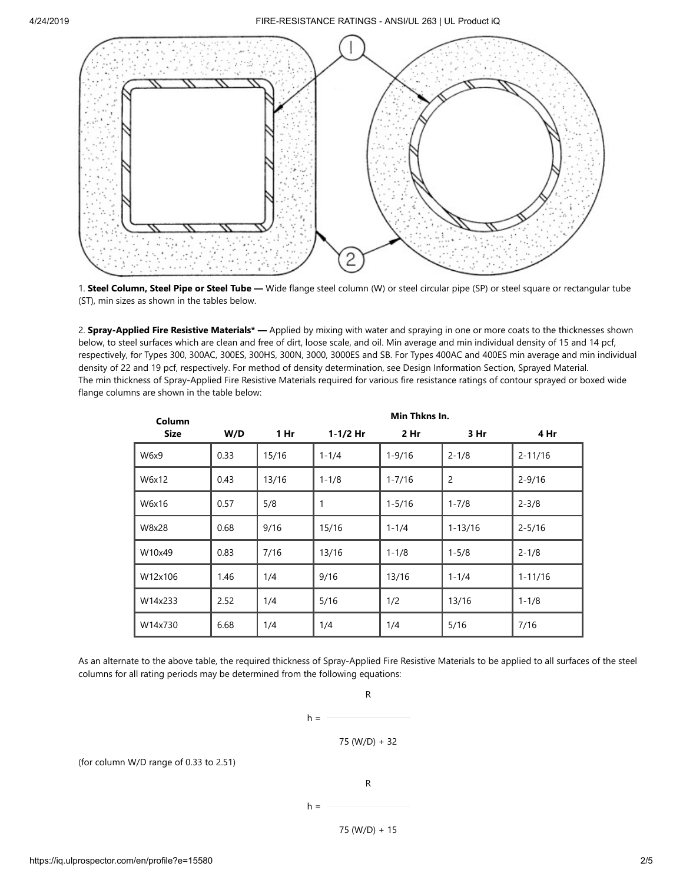1. **Steel Column, Steel Pipe or Steel Tube —** Wide flange steel column (W) or steel circular pipe (SP) or steel square or rectangular tube (ST), min sizes as shown in the tables below.

2. **Spray-Applied Fire Resistive Materials* —** Applied by mixing with water and spraying in one or more coats to the thicknesses shown below, to steel surfaces which are clean and free of dirt, loose scale, and oil. Min average and min individual density of 15 and 14 pcf, respectively, for Types 300, 300AC, 300ES, 300HS, 300N, 3000, 3000ES and SB. For Types 400AC and 400ES min average and min individual density of 22 and 19 pcf, respectively. For method of density determination, see Design Information Section, Sprayed Material.
The min thickness of Spray-Applied Fire Resistive Materials required for various fire resistance ratings of contour sprayed or boxed wide flange columns are shown in the table below:

| Column | | Min Thkns In. | | | | |
|---|---|---|---|---|---|---|
| **Size** | **W/D** | **1 Hr** | **1-1/2 Hr** | **2 Hr** | **3 Hr** | **4 Hr** |
| W6x9 | 0.33 | 15/16 | 1-1/4 | 1-9/16 | 2-1/8 | 2-11/16 |
| W6x12 | 0.43 | 13/16 | 1-1/8 | 1-7/16 | 2 | 2-9/16 |
| W6x16 | 0.57 | 5/8 | 1 | 1-5/16 | 1-7/8 | 2-3/8 |
| W8x28 | 0.68 | 9/16 | 15/16 | 1-1/4 | 1-13/16 | 2-5/16 |
| W10x49 | 0.83 | 7/16 | 13/16 | 1-1/8 | 1-5/8 | 2-1/8 |
| W12x106 | 1.46 | 1/4 | 9/16 | 13/16 | 1-1/4 | 1-11/16 |
| W14x233 | 2.52 | 1/4 | 5/16 | 1/2 | 13/16 | 1-1/8 |
| W14x730 | 6.68 | 1/4 | 1/4 | 1/4 | 5/16 | 7/16 |

As an alternate to the above table, the required thickness of Spray-Applied Fire Resistive Materials to be applied to all surfaces of the steel columns for all rating periods may be determined from the following equations:

$$h = \frac{R}{75\,(W/D) + 32}$$

(for column W/D range of 0.33 to 2.51)

$$h = \frac{R}{75\,(W/D) + 15}$$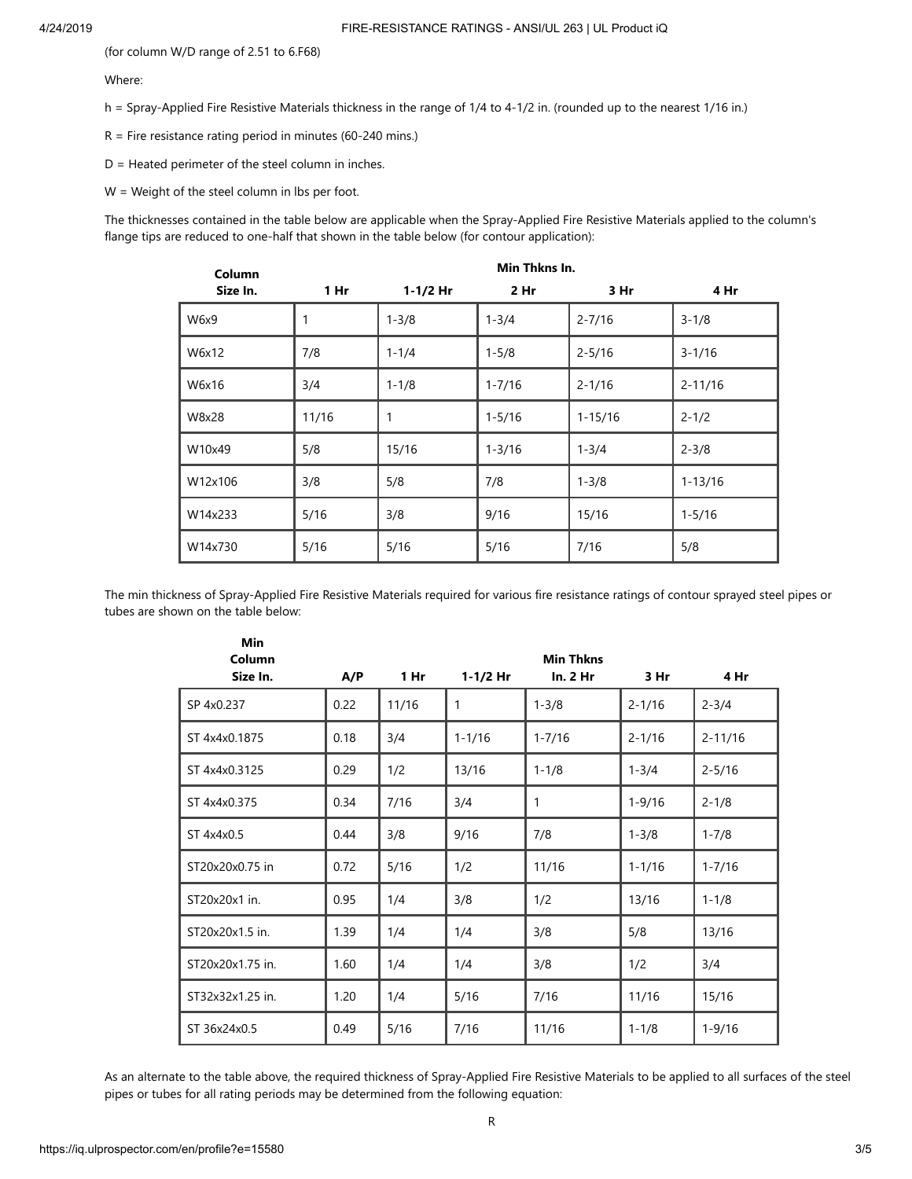(for column W/D range of 2.51 to 6.F68)

Where:

h = Spray-Applied Fire Resistive Materials thickness in the range of 1/4 to 4-1/2 in. (rounded up to the nearest 1/16 in.)

R = Fire resistance rating period in minutes (60-240 mins.)

D = Heated perimeter of the steel column in inches.

W = Weight of the steel column in lbs per foot.

The thicknesses contained in the table below are applicable when the Spray-Applied Fire Resistive Materials applied to the column's flange tips are reduced to one-half that shown in the table below (for contour application):

| Column Size In. | Min Thkns In. | | | | |
|---|---|---|---|---|---|
| | 1 Hr | 1-1/2 Hr | 2 Hr | 3 Hr | 4 Hr |
| W6x9 | 1 | 1-3/8 | 1-3/4 | 2-7/16 | 3-1/8 |
| W6x12 | 7/8 | 1-1/4 | 1-5/8 | 2-5/16 | 3-1/16 |
| W6x16 | 3/4 | 1-1/8 | 1-7/16 | 2-1/16 | 2-11/16 |
| W8x28 | 11/16 | 1 | 1-5/16 | 1-15/16 | 2-1/2 |
| W10x49 | 5/8 | 15/16 | 1-3/16 | 1-3/4 | 2-3/8 |
| W12x106 | 3/8 | 5/8 | 7/8 | 1-3/8 | 1-13/16 |
| W14x233 | 5/16 | 3/8 | 9/16 | 15/16 | 1-5/16 |
| W14x730 | 5/16 | 5/16 | 5/16 | 7/16 | 5/8 |

The min thickness of Spray-Applied Fire Resistive Materials required for various fire resistance ratings of contour sprayed steel pipes or tubes are shown on the table below:

| Min Column Size In. | A/P | 1 Hr | 1-1/2 Hr | Min Thkns In. 2 Hr | 3 Hr | 4 Hr |
|---|---|---|---|---|---|---|
| SP 4x0.237 | 0.22 | 11/16 | 1 | 1-3/8 | 2-1/16 | 2-3/4 |
| ST 4x4x0.1875 | 0.18 | 3/4 | 1-1/16 | 1-7/16 | 2-1/16 | 2-11/16 |
| ST 4x4x0.3125 | 0.29 | 1/2 | 13/16 | 1-1/8 | 1-3/4 | 2-5/16 |
| ST 4x4x0.375 | 0.34 | 7/16 | 3/4 | 1 | 1-9/16 | 2-1/8 |
| ST 4x4x0.5 | 0.44 | 3/8 | 9/16 | 7/8 | 1-3/8 | 1-7/8 |
| ST20x20x0.75 in | 0.72 | 5/16 | 1/2 | 11/16 | 1-1/16 | 1-7/16 |
| ST20x20x1 in. | 0.95 | 1/4 | 3/8 | 1/2 | 13/16 | 1-1/8 |
| ST20x20x1.5 in. | 1.39 | 1/4 | 1/4 | 3/8 | 5/8 | 13/16 |
| ST20x20x1.75 in. | 1.60 | 1/4 | 1/4 | 3/8 | 1/2 | 3/4 |
| ST32x32x1.25 in. | 1.20 | 1/4 | 5/16 | 7/16 | 11/16 | 15/16 |
| ST 36x24x0.5 | 0.49 | 5/16 | 7/16 | 11/16 | 1-1/8 | 1-9/16 |

As an alternate to the table above, the required thickness of Spray-Applied Fire Resistive Materials to be applied to all surfaces of the steel pipes or tubes for all rating periods may be determined from the following equation:

R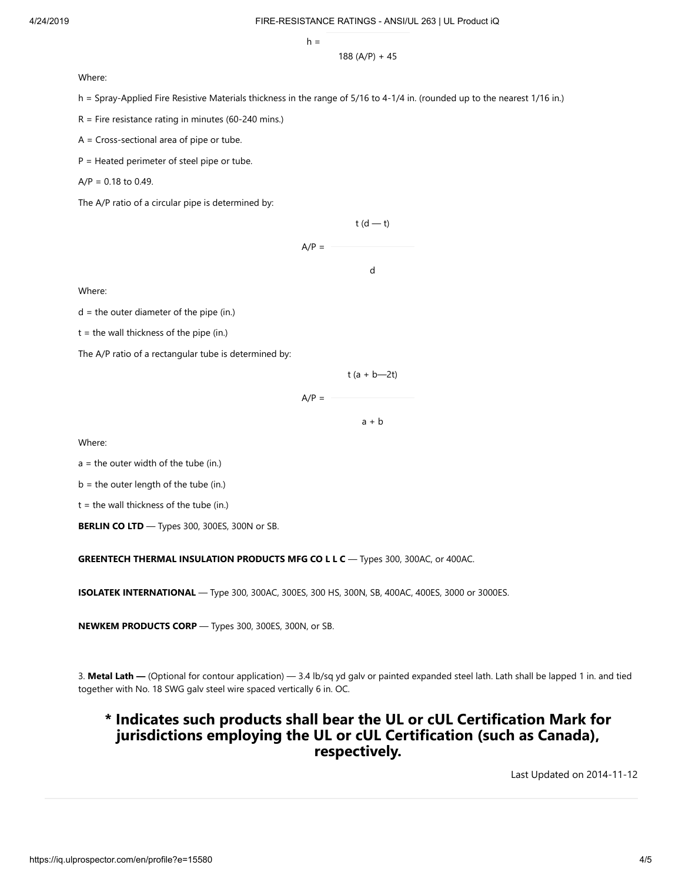$$h = \frac{}{188 (A/P) + 45}$$

Where:

h = Spray-Applied Fire Resistive Materials thickness in the range of 5/16 to 4-1/4 in. (rounded up to the nearest 1/16 in.)

R = Fire resistance rating in minutes (60-240 mins.)

A = Cross-sectional area of pipe or tube.

P = Heated perimeter of steel pipe or tube.

A/P = 0.18 to 0.49.

The A/P ratio of a circular pipe is determined by:

$$A/P = \frac{t (d - t)}{d}$$

Where:

d = the outer diameter of the pipe (in.)

t = the wall thickness of the pipe (in.)

The A/P ratio of a rectangular tube is determined by:

$$A/P = \frac{t (a + b - 2t)}{a + b}$$

Where:

a = the outer width of the tube (in.)

b = the outer length of the tube (in.)

t = the wall thickness of the tube (in.)

**BERLIN CO LTD** — Types 300, 300ES, 300N or SB.

**GREENTECH THERMAL INSULATION PRODUCTS MFG CO L L C** — Types 300, 300AC, or 400AC.

**ISOLATEK INTERNATIONAL** — Type 300, 300AC, 300ES, 300 HS, 300N, SB, 400AC, 400ES, 3000 or 3000ES.

**NEWKEM PRODUCTS CORP** — Types 300, 300ES, 300N, or SB.

3. **Metal Lath —** (Optional for contour application) — 3.4 lb/sq yd galv or painted expanded steel lath. Lath shall be lapped 1 in. and tied together with No. 18 SWG galv steel wire spaced vertically 6 in. OC.

## * Indicates such products shall bear the UL or cUL Certification Mark for jurisdictions employing the UL or cUL Certification (such as Canada), respectively.

Last Updated on 2014-11-12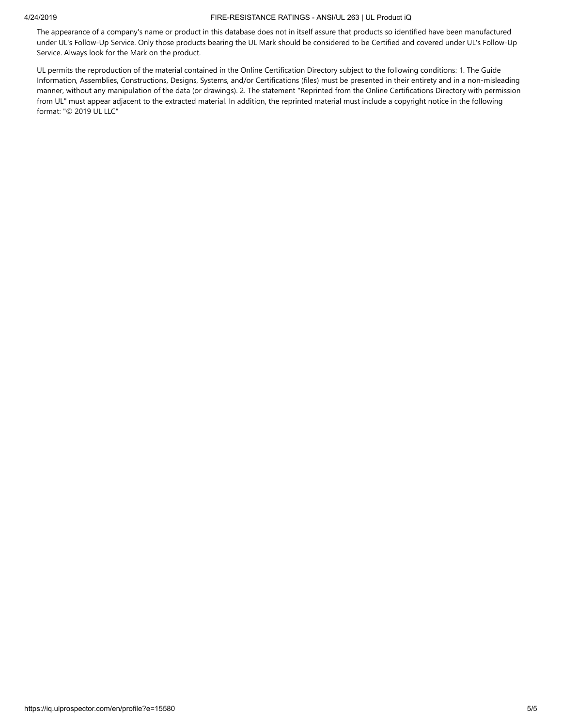The appearance of a company's name or product in this database does not in itself assure that products so identified have been manufactured under UL's Follow-Up Service. Only those products bearing the UL Mark should be considered to be Certified and covered under UL's Follow-Up Service. Always look for the Mark on the product.

UL permits the reproduction of the material contained in the Online Certification Directory subject to the following conditions: 1. The Guide Information, Assemblies, Constructions, Designs, Systems, and/or Certifications (files) must be presented in their entirety and in a non-misleading manner, without any manipulation of the data (or drawings). 2. The statement "Reprinted from the Online Certifications Directory with permission from UL" must appear adjacent to the extracted material. In addition, the reprinted material must include a copyright notice in the following format: "© 2019 UL LLC"